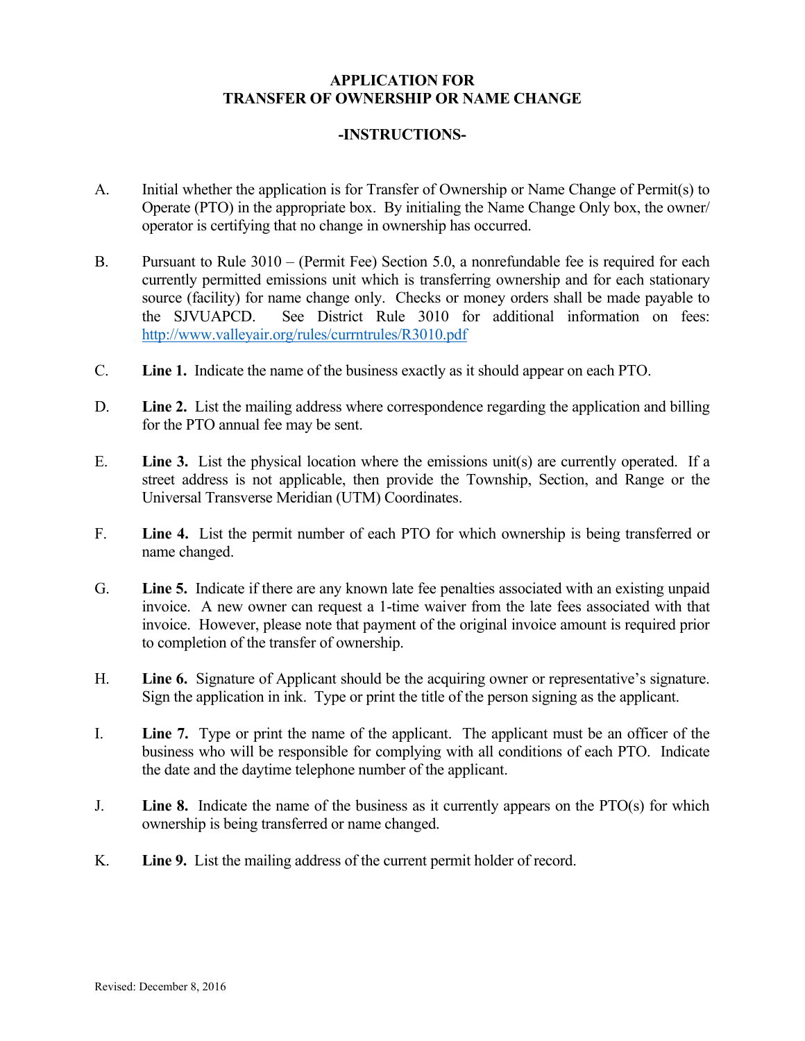# APPLICATION FOR TRANSFER OF OWNERSHIP OR NAME CHANGE

## -INSTRUCTIONS-

A. Initial whether the application is for Transfer of Ownership or Name Change of Permit(s) to Operate (PTO) in the appropriate box. By initialing the Name Change Only box, the owner/ operator is certifying that no change in ownership has occurred.

B. Pursuant to Rule 3010 – (Permit Fee) Section 5.0, a nonrefundable fee is required for each currently permitted emissions unit which is transferring ownership and for each stationary source (facility) for name change only. Checks or money orders shall be made payable to the SJVUAPCD. See District Rule 3010 for additional information on fees: http://www.valleyair.org/rules/currntrules/R3010.pdf

C. **Line 1.** Indicate the name of the business exactly as it should appear on each PTO.

D. **Line 2.** List the mailing address where correspondence regarding the application and billing for the PTO annual fee may be sent.

E. **Line 3.** List the physical location where the emissions unit(s) are currently operated. If a street address is not applicable, then provide the Township, Section, and Range or the Universal Transverse Meridian (UTM) Coordinates.

F. **Line 4.** List the permit number of each PTO for which ownership is being transferred or name changed.

G. **Line 5.** Indicate if there are any known late fee penalties associated with an existing unpaid invoice. A new owner can request a 1-time waiver from the late fees associated with that invoice. However, please note that payment of the original invoice amount is required prior to completion of the transfer of ownership.

H. **Line 6.** Signature of Applicant should be the acquiring owner or representative's signature. Sign the application in ink. Type or print the title of the person signing as the applicant.

I. **Line 7.** Type or print the name of the applicant. The applicant must be an officer of the business who will be responsible for complying with all conditions of each PTO. Indicate the date and the daytime telephone number of the applicant.

J. **Line 8.** Indicate the name of the business as it currently appears on the PTO(s) for which ownership is being transferred or name changed.

K. **Line 9.** List the mailing address of the current permit holder of record.

Revised: December 8, 2016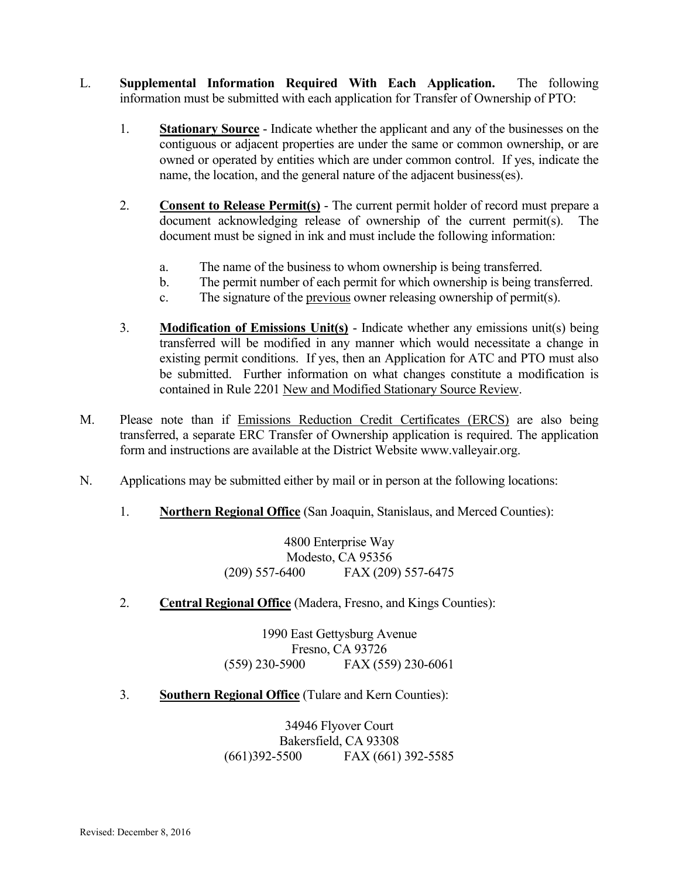L. **Supplemental Information Required With Each Application.** The following information must be submitted with each application for Transfer of Ownership of PTO:

1. **Stationary Source** - Indicate whether the applicant and any of the businesses on the contiguous or adjacent properties are under the same or common ownership, or are owned or operated by entities which are under common control. If yes, indicate the name, the location, and the general nature of the adjacent business(es).

2. **Consent to Release Permit(s)** - The current permit holder of record must prepare a document acknowledging release of ownership of the current permit(s). The document must be signed in ink and must include the following information:

   a. The name of the business to whom ownership is being transferred.
   b. The permit number of each permit for which ownership is being transferred.
   c. The signature of the previous owner releasing ownership of permit(s).

3. **Modification of Emissions Unit(s)** - Indicate whether any emissions unit(s) being transferred will be modified in any manner which would necessitate a change in existing permit conditions. If yes, then an Application for ATC and PTO must also be submitted. Further information on what changes constitute a modification is contained in Rule 2201 New and Modified Stationary Source Review.

M. Please note than if Emissions Reduction Credit Certificates (ERCS) are also being transferred, a separate ERC Transfer of Ownership application is required. The application form and instructions are available at the District Website www.valleyair.org.

N. Applications may be submitted either by mail or in person at the following locations:

1. **Northern Regional Office** (San Joaquin, Stanislaus, and Merced Counties):

   4800 Enterprise Way
   Modesto, CA 95356
   (209) 557-6400 FAX (209) 557-6475

2. **Central Regional Office** (Madera, Fresno, and Kings Counties):

   1990 East Gettysburg Avenue
   Fresno, CA 93726
   (559) 230-5900 FAX (559) 230-6061

3. **Southern Regional Office** (Tulare and Kern Counties):

   34946 Flyover Court
   Bakersfield, CA 93308
   (661)392-5500 FAX (661) 392-5585

Revised: December 8, 2016